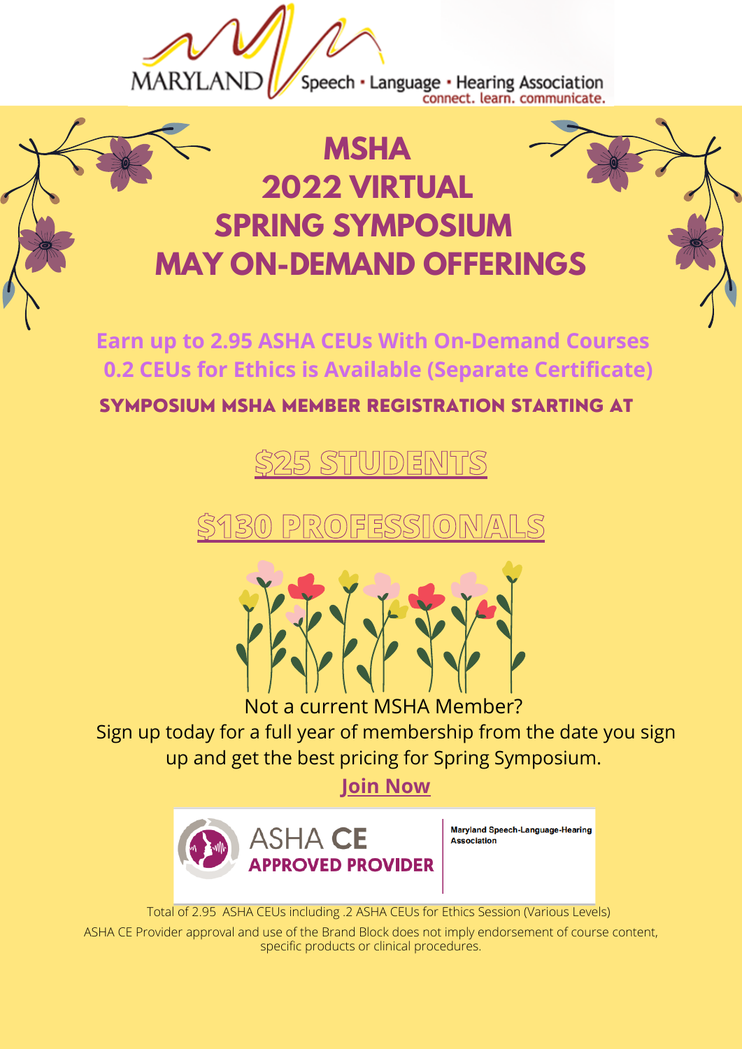MARYLAND Speech · Language · Hearing Association
connect. learn. communicate.

# MSHA 2022 VIRTUAL SPRING SYMPOSIUM MAY ON-DEMAND OFFERINGS

**Earn up to 2.95 ASHA CEUs With On-Demand Courses**
**0.2 CEUs for Ethics is Available (Separate Certificate)**

**SYMPOSIUM MSHA MEMBER REGISTRATION STARTING AT**

## $25 STUDENTS

## $130 PROFESSIONALS

Not a current MSHA Member?
Sign up today for a full year of membership from the date you sign up and get the best pricing for Spring Symposium.

**Join Now**

ASHA CE APPROVED PROVIDER

Maryland Speech-Language-Hearing Association

Total of 2.95 ASHA CEUs including .2 ASHA CEUs for Ethics Session (Various Levels)

ASHA CE Provider approval and use of the Brand Block does not imply endorsement of course content, specific products or clinical procedures.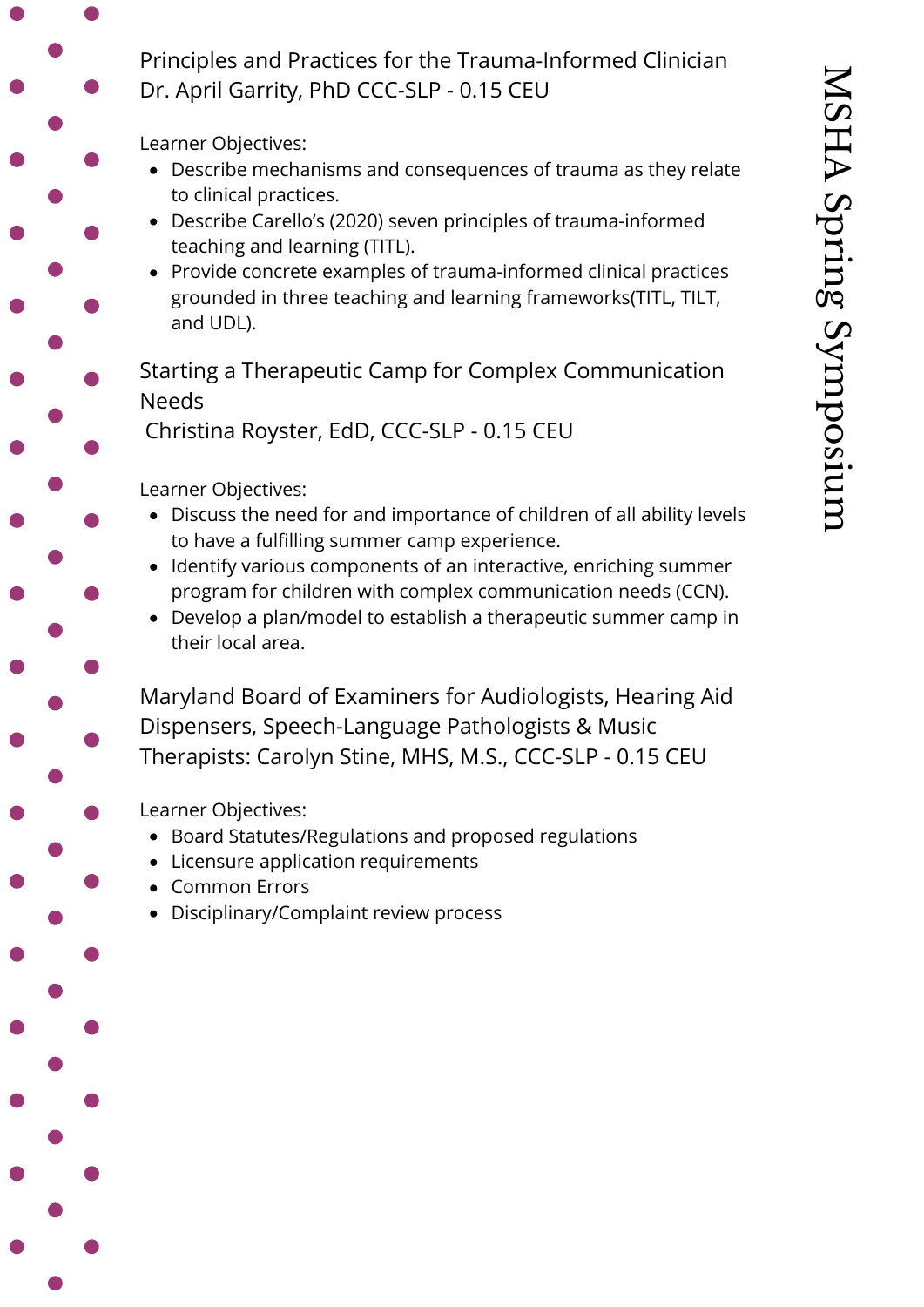## Principles and Practices for the Trauma-Informed Clinician
Dr. April Garrity, PhD CCC-SLP - 0.15 CEU

Learner Objectives:

- Describe mechanisms and consequences of trauma as they relate to clinical practices.
- Describe Carello's (2020) seven principles of trauma-informed teaching and learning (TITL).
- Provide concrete examples of trauma-informed clinical practices grounded in three teaching and learning frameworks(TITL, TILT, and UDL).

## Starting a Therapeutic Camp for Complex Communication Needs
Christina Royster, EdD, CCC-SLP - 0.15 CEU

Learner Objectives:

- Discuss the need for and importance of children of all ability levels to have a fulfilling summer camp experience.
- Identify various components of an interactive, enriching summer program for children with complex communication needs (CCN).
- Develop a plan/model to establish a therapeutic summer camp in their local area.

## Maryland Board of Examiners for Audiologists, Hearing Aid Dispensers, Speech-Language Pathologists & Music Therapists: Carolyn Stine, MHS, M.S., CCC-SLP - 0.15 CEU

Learner Objectives:

- Board Statutes/Regulations and proposed regulations
- Licensure application requirements
- Common Errors
- Disciplinary/Complaint review process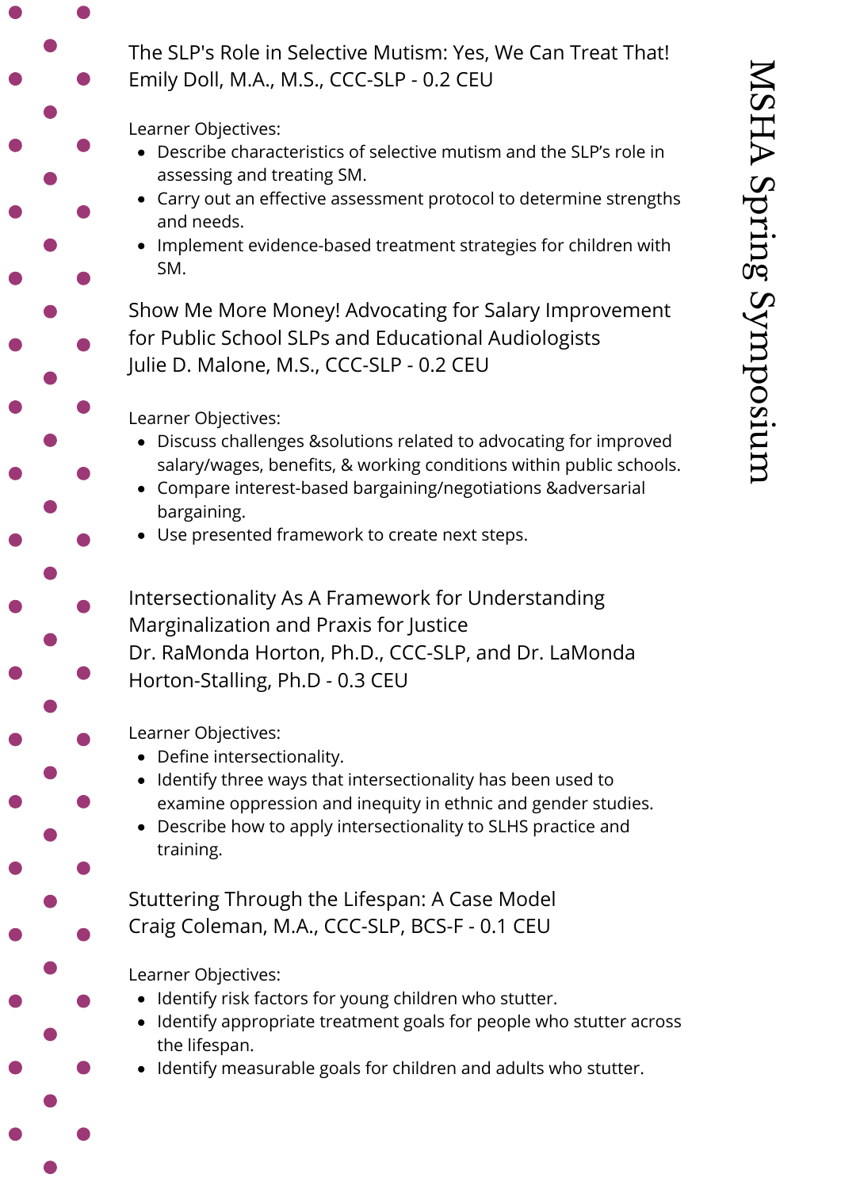## The SLP's Role in Selective Mutism: Yes, We Can Treat That!

Emily Doll, M.A., M.S., CCC-SLP - 0.2 CEU

Learner Objectives:

- Describe characteristics of selective mutism and the SLP's role in assessing and treating SM.
- Carry out an effective assessment protocol to determine strengths and needs.
- Implement evidence-based treatment strategies for children with SM.

## Show Me More Money! Advocating for Salary Improvement for Public School SLPs and Educational Audiologists

Julie D. Malone, M.S., CCC-SLP - 0.2 CEU

Learner Objectives:

- Discuss challenges &solutions related to advocating for improved salary/wages, benefits, & working conditions within public schools.
- Compare interest-based bargaining/negotiations &adversarial bargaining.
- Use presented framework to create next steps.

## Intersectionality As A Framework for Understanding Marginalization and Praxis for Justice

Dr. RaMonda Horton, Ph.D., CCC-SLP, and Dr. LaMonda Horton-Stalling, Ph.D - 0.3 CEU

Learner Objectives:

- Define intersectionality.
- Identify three ways that intersectionality has been used to examine oppression and inequity in ethnic and gender studies.
- Describe how to apply intersectionality to SLHS practice and training.

## Stuttering Through the Lifespan: A Case Model

Craig Coleman, M.A., CCC-SLP, BCS-F - 0.1 CEU

Learner Objectives:

- Identify risk factors for young children who stutter.
- Identify appropriate treatment goals for people who stutter across the lifespan.
- Identify measurable goals for children and adults who stutter.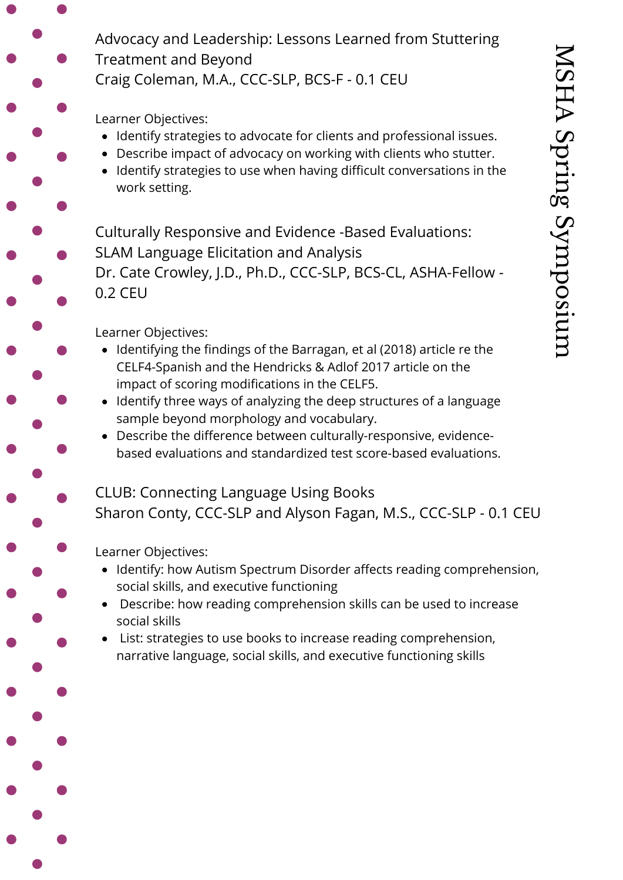# MSHA Spring Symposium

## Advocacy and Leadership: Lessons Learned from Stuttering Treatment and Beyond

Craig Coleman, M.A., CCC-SLP, BCS-F - 0.1 CEU

Learner Objectives:

- Identify strategies to advocate for clients and professional issues.
- Describe impact of advocacy on working with clients who stutter.
- Identify strategies to use when having difficult conversations in the work setting.

## Culturally Responsive and Evidence -Based Evaluations: SLAM Language Elicitation and Analysis

Dr. Cate Crowley, J.D., Ph.D., CCC-SLP, BCS-CL, ASHA-Fellow - 0.2 CEU

Learner Objectives:

- Identifying the findings of the Barragan, et al (2018) article re the CELF4-Spanish and the Hendricks & Adlof 2017 article on the impact of scoring modifications in the CELF5.
- Identify three ways of analyzing the deep structures of a language sample beyond morphology and vocabulary.
- Describe the difference between culturally-responsive, evidence-based evaluations and standardized test score-based evaluations.

## CLUB: Connecting Language Using Books

Sharon Conty, CCC-SLP and Alyson Fagan, M.S., CCC-SLP - 0.1 CEU

Learner Objectives:

- Identify: how Autism Spectrum Disorder affects reading comprehension, social skills, and executive functioning
- Describe: how reading comprehension skills can be used to increase social skills
- List: strategies to use books to increase reading comprehension, narrative language, social skills, and executive functioning skills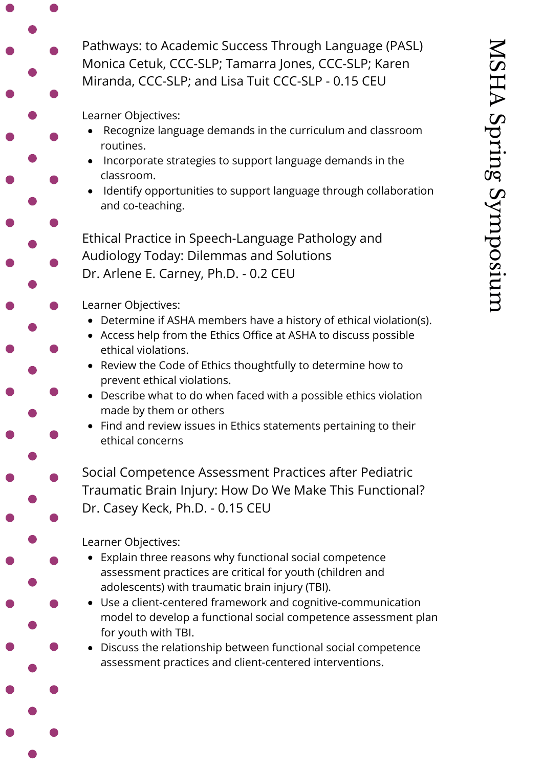Pathways: to Academic Success Through Language (PASL)
Monica Cetuk, CCC-SLP; Tamarra Jones, CCC-SLP; Karen Miranda, CCC-SLP; and Lisa Tuit CCC-SLP - 0.15 CEU

Learner Objectives:

- Recognize language demands in the curriculum and classroom routines.
- Incorporate strategies to support language demands in the classroom.
- Identify opportunities to support language through collaboration and co-teaching.

Ethical Practice in Speech-Language Pathology and Audiology Today: Dilemmas and Solutions
Dr. Arlene E. Carney, Ph.D. - 0.2 CEU

Learner Objectives:

- Determine if ASHA members have a history of ethical violation(s).
- Access help from the Ethics Office at ASHA to discuss possible ethical violations.
- Review the Code of Ethics thoughtfully to determine how to prevent ethical violations.
- Describe what to do when faced with a possible ethics violation made by them or others
- Find and review issues in Ethics statements pertaining to their ethical concerns

Social Competence Assessment Practices after Pediatric Traumatic Brain Injury: How Do We Make This Functional?
Dr. Casey Keck, Ph.D. - 0.15 CEU

Learner Objectives:

- Explain three reasons why functional social competence assessment practices are critical for youth (children and adolescents) with traumatic brain injury (TBI).
- Use a client-centered framework and cognitive-communication model to develop a functional social competence assessment plan for youth with TBI.
- Discuss the relationship between functional social competence assessment practices and client-centered interventions.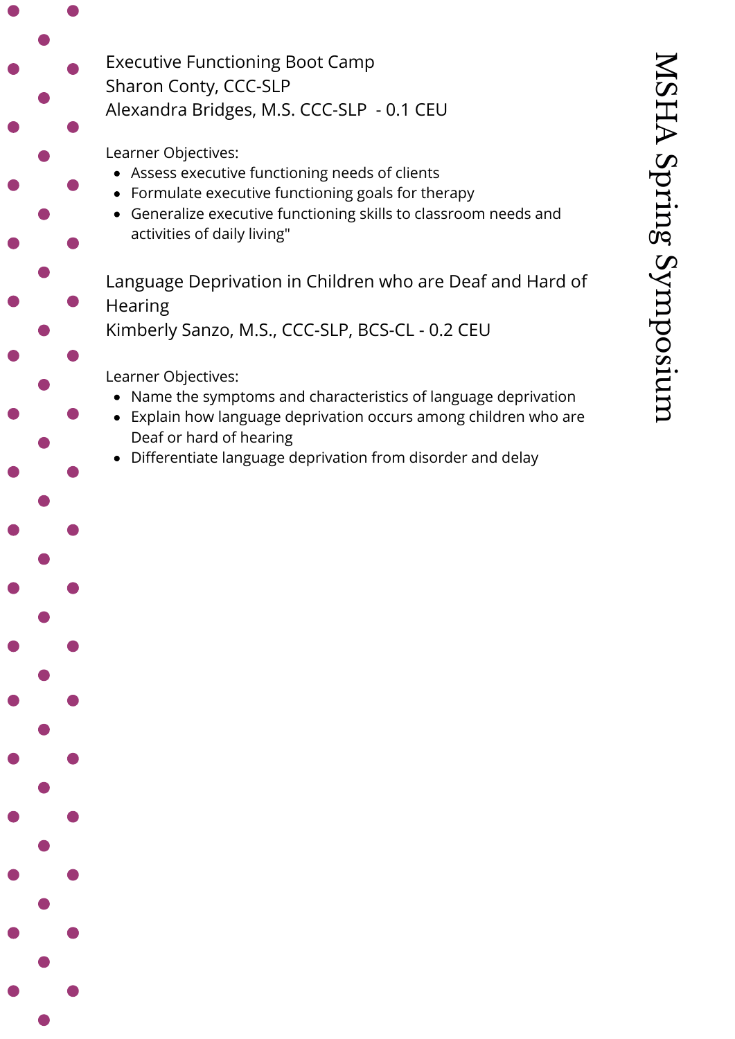Executive Functioning Boot Camp
Sharon Conty, CCC-SLP
Alexandra Bridges, M.S. CCC-SLP - 0.1 CEU

Learner Objectives:

- Assess executive functioning needs of clients
- Formulate executive functioning goals for therapy
- Generalize executive functioning skills to classroom needs and activities of daily living"

Language Deprivation in Children who are Deaf and Hard of Hearing
Kimberly Sanzo, M.S., CCC-SLP, BCS-CL - 0.2 CEU

Learner Objectives:

- Name the symptoms and characteristics of language deprivation
- Explain how language deprivation occurs among children who are Deaf or hard of hearing
- Differentiate language deprivation from disorder and delay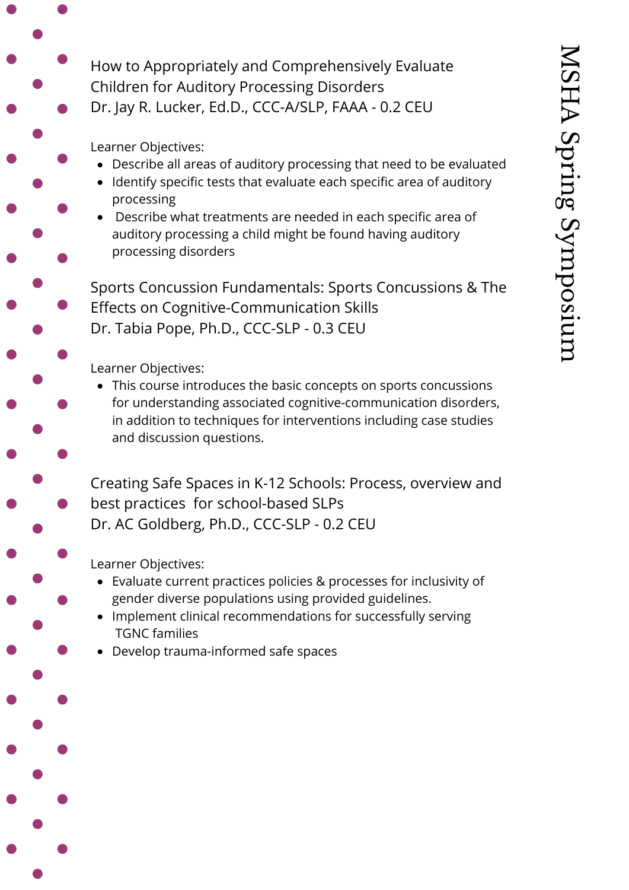## How to Appropriately and Comprehensively Evaluate Children for Auditory Processing Disorders

Dr. Jay R. Lucker, Ed.D., CCC-A/SLP, FAAA - 0.2 CEU

Learner Objectives:

- Describe all areas of auditory processing that need to be evaluated
- Identify specific tests that evaluate each specific area of auditory processing
- Describe what treatments are needed in each specific area of auditory processing a child might be found having auditory processing disorders

## Sports Concussion Fundamentals: Sports Concussions & The Effects on Cognitive-Communication Skills

Dr. Tabia Pope, Ph.D., CCC-SLP - 0.3 CEU

Learner Objectives:

- This course introduces the basic concepts on sports concussions for understanding associated cognitive-communication disorders, in addition to techniques for interventions including case studies and discussion questions.

## Creating Safe Spaces in K-12 Schools: Process, overview and best practices for school-based SLPs

Dr. AC Goldberg, Ph.D., CCC-SLP - 0.2 CEU

Learner Objectives:

- Evaluate current practices policies & processes for inclusivity of gender diverse populations using provided guidelines.
- Implement clinical recommendations for successfully serving TGNC families
- Develop trauma-informed safe spaces